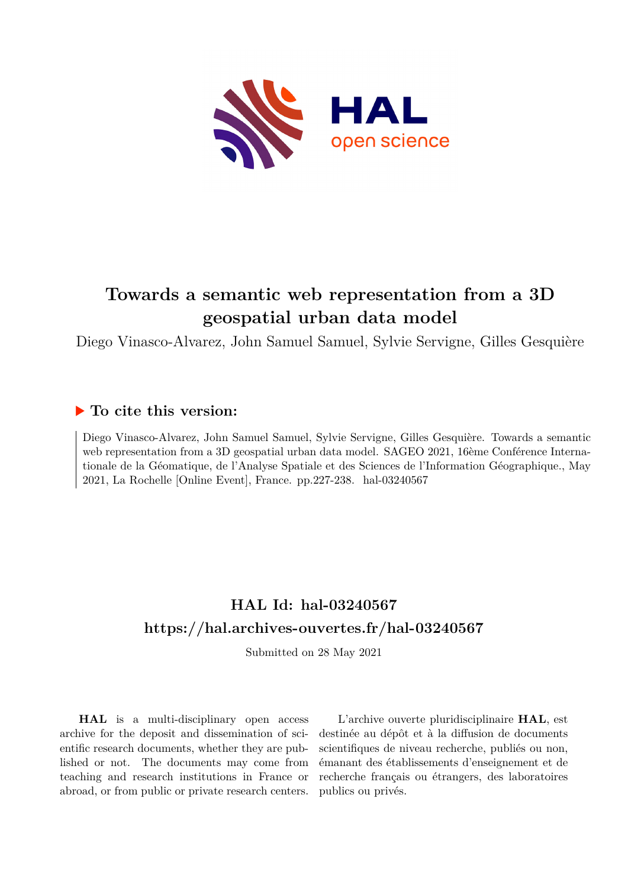# Towards a semantic web representation from a 3D geospatial urban data model

Diego Vinasco-Alvarez, John Samuel Samuel, Sylvie Servigne, Gilles Gesquière

## ▶ To cite this version:

Diego Vinasco-Alvarez, John Samuel Samuel, Sylvie Servigne, Gilles Gesquière. Towards a semantic web representation from a 3D geospatial urban data model. SAGEO 2021, 16ème Conférence Internationale de la Géomatique, de l'Analyse Spatiale et des Sciences de l'Information Géographique., May 2021, La Rochelle [Online Event], France. pp.227-238. hal-03240567

## HAL Id: hal-03240567
## https://hal.archives-ouvertes.fr/hal-03240567

Submitted on 28 May 2021

**HAL** is a multi-disciplinary open access archive for the deposit and dissemination of scientific research documents, whether they are published or not. The documents may come from teaching and research institutions in France or abroad, or from public or private research centers.

L'archive ouverte pluridisciplinaire **HAL**, est destinée au dépôt et à la diffusion de documents scientifiques de niveau recherche, publiés ou non, émanant des établissements d'enseignement et de recherche français ou étrangers, des laboratoires publics ou privés.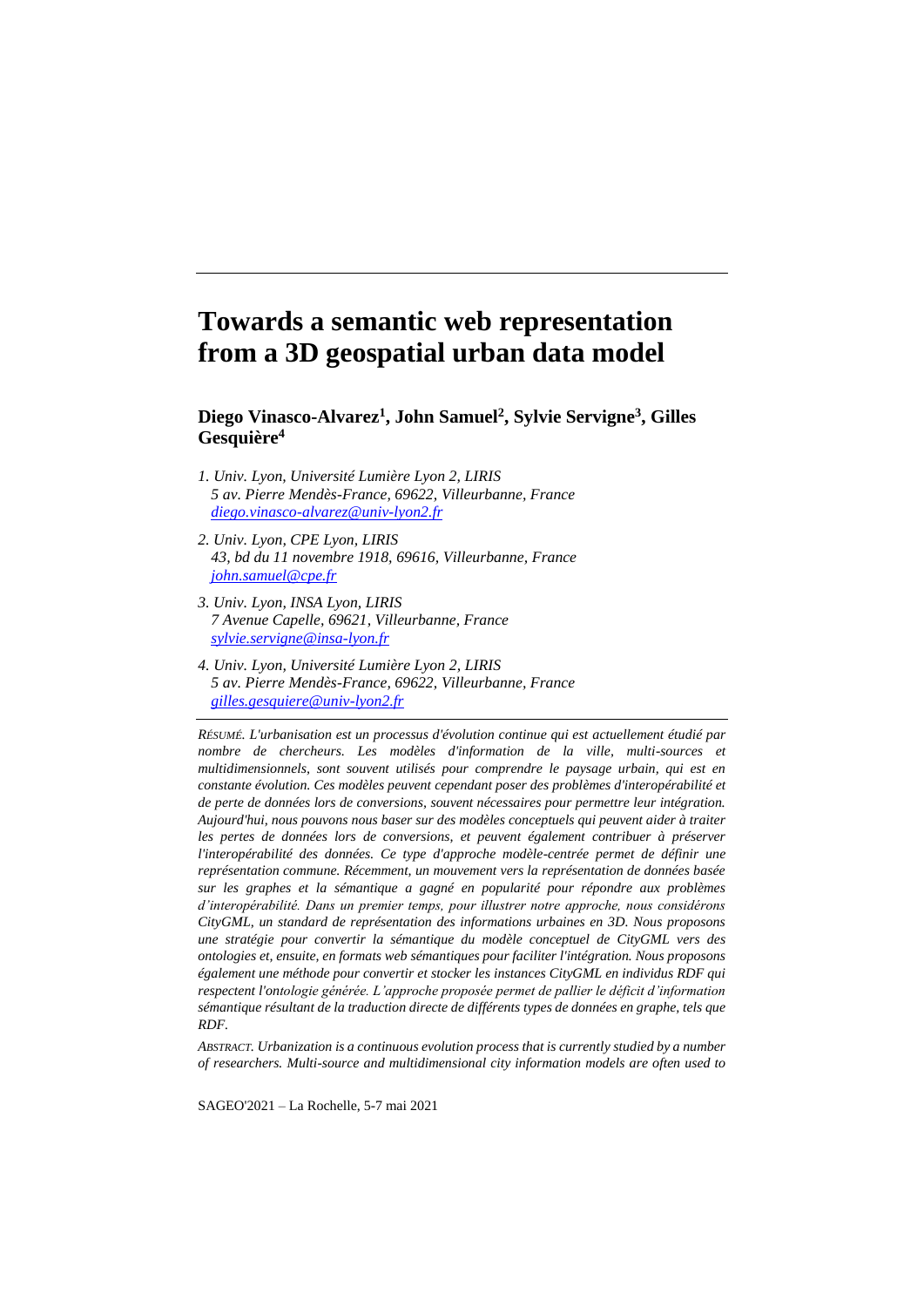# Towards a semantic web representation from a 3D geospatial urban data model

**Diego Vinasco-Alvarez[1], John Samuel[2], Sylvie Servigne[3], Gilles Gesquière[4]**

*1. Univ. Lyon, Université Lumière Lyon 2, LIRIS*
*5 av. Pierre Mendès-France, 69622, Villeurbanne, France*
*diego.vinasco-alvarez@univ-lyon2.fr*

*2. Univ. Lyon, CPE Lyon, LIRIS*
*43, bd du 11 novembre 1918, 69616, Villeurbanne, France*
*john.samuel@cpe.fr*

*3. Univ. Lyon, INSA Lyon, LIRIS*
*7 Avenue Capelle, 69621, Villeurbanne, France*
*sylvie.servigne@insa-lyon.fr*

*4. Univ. Lyon, Université Lumière Lyon 2, LIRIS*
*5 av. Pierre Mendès-France, 69622, Villeurbanne, France*
*gilles.gesquiere@univ-lyon2.fr*

*RÉSUMÉ. L'urbanisation est un processus d'évolution continue qui est actuellement étudié par nombre de chercheurs. Les modèles d'information de la ville, multi-sources et multidimensionnels, sont souvent utilisés pour comprendre le paysage urbain, qui est en constante évolution. Ces modèles peuvent cependant poser des problèmes d'interopérabilité et de perte de données lors de conversions, souvent nécessaires pour permettre leur intégration. Aujourd'hui, nous pouvons nous baser sur des modèles conceptuels qui peuvent aider à traiter les pertes de données lors de conversions, et peuvent également contribuer à préserver l'interopérabilité des données. Ce type d'approche modèle-centrée permet de définir une représentation commune. Récemment, un mouvement vers la représentation de données basée sur les graphes et la sémantique a gagné en popularité pour répondre aux problèmes d'interopérabilité. Dans un premier temps, pour illustrer notre approche, nous considérons CityGML, un standard de représentation des informations urbaines en 3D. Nous proposons une stratégie pour convertir la sémantique du modèle conceptuel de CityGML vers des ontologies et, ensuite, en formats web sémantiques pour faciliter l'intégration. Nous proposons également une méthode pour convertir et stocker les instances CityGML en individus RDF qui respectent l'ontologie générée. L'approche proposée permet de pallier le déficit d'information sémantique résultant de la traduction directe de différents types de données en graphe, tels que RDF.*

*ABSTRACT. Urbanization is a continuous evolution process that is currently studied by a number of researchers. Multi-source and multidimensional city information models are often used to*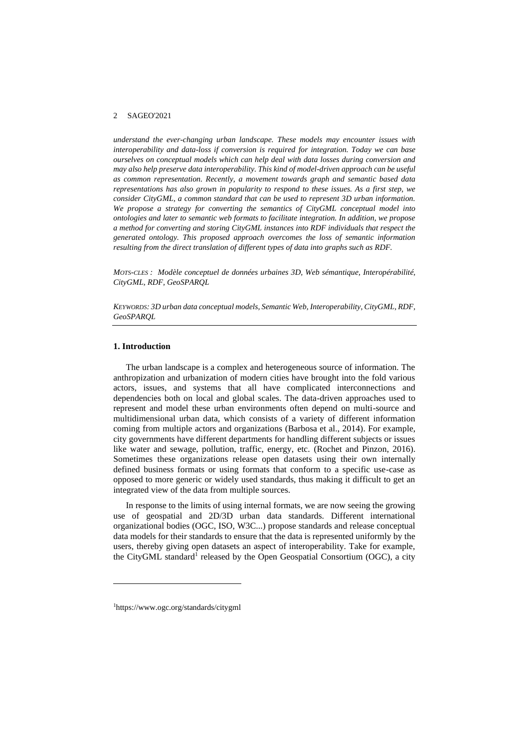*understand the ever-changing urban landscape. These models may encounter issues with interoperability and data-loss if conversion is required for integration. Today we can base ourselves on conceptual models which can help deal with data losses during conversion and may also help preserve data interoperability. This kind of model-driven approach can be useful as common representation. Recently, a movement towards graph and semantic based data representations has also grown in popularity to respond to these issues. As a first step, we consider CityGML, a common standard that can be used to represent 3D urban information. We propose a strategy for converting the semantics of CityGML conceptual model into ontologies and later to semantic web formats to facilitate integration. In addition, we propose a method for converting and storing CityGML instances into RDF individuals that respect the generated ontology. This proposed approach overcomes the loss of semantic information resulting from the direct translation of different types of data into graphs such as RDF.*

*MOTS-CLES : Modèle conceptuel de données urbaines 3D, Web sémantique, Interopérabilité, CityGML, RDF, GeoSPARQL*

*KEYWORDS: 3D urban data conceptual models, Semantic Web, Interoperability, CityGML, RDF, GeoSPARQL*

## 1. Introduction

The urban landscape is a complex and heterogeneous source of information. The anthropization and urbanization of modern cities have brought into the fold various actors, issues, and systems that all have complicated interconnections and dependencies both on local and global scales. The data-driven approaches used to represent and model these urban environments often depend on multi-source and multidimensional urban data, which consists of a variety of different information coming from multiple actors and organizations (Barbosa et al., 2014). For example, city governments have different departments for handling different subjects or issues like water and sewage, pollution, traffic, energy, etc. (Rochet and Pinzon, 2016). Sometimes these organizations release open datasets using their own internally defined business formats or using formats that conform to a specific use-case as opposed to more generic or widely used standards, thus making it difficult to get an integrated view of the data from multiple sources.

In response to the limits of using internal formats, we are now seeing the growing use of geospatial and 2D/3D urban data standards. Different international organizational bodies (OGC, ISO, W3C...) propose standards and release conceptual data models for their standards to ensure that the data is represented uniformly by the users, thereby giving open datasets an aspect of interoperability. Take for example, the CityGML standard[1] released by the Open Geospatial Consortium (OGC), a city

[1]https://www.ogc.org/standards/citygml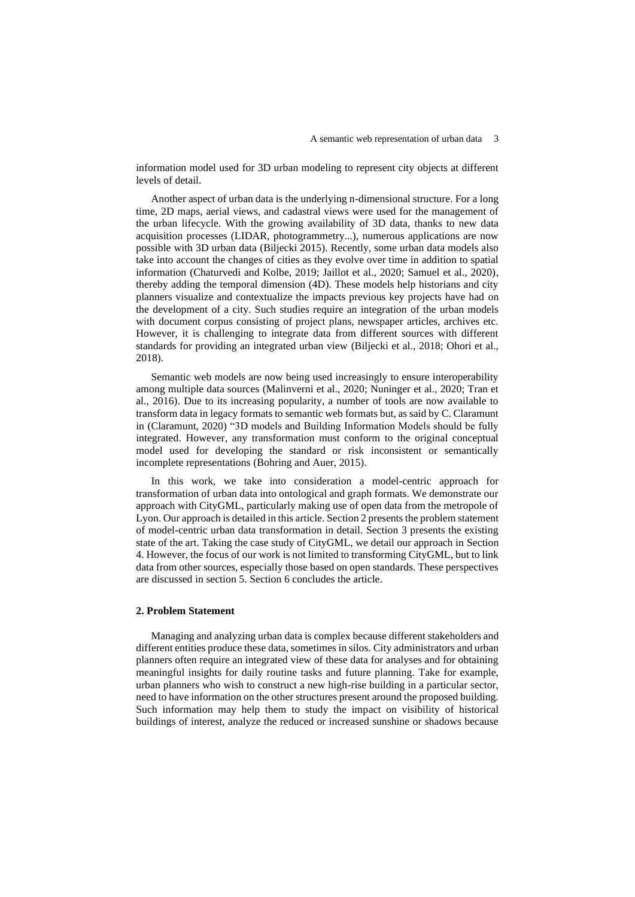information model used for 3D urban modeling to represent city objects at different levels of detail.

Another aspect of urban data is the underlying n-dimensional structure. For a long time, 2D maps, aerial views, and cadastral views were used for the management of the urban lifecycle. With the growing availability of 3D data, thanks to new data acquisition processes (LIDAR, photogrammetry...), numerous applications are now possible with 3D urban data (Biljecki 2015). Recently, some urban data models also take into account the changes of cities as they evolve over time in addition to spatial information (Chaturvedi and Kolbe, 2019; Jaillot et al., 2020; Samuel et al., 2020), thereby adding the temporal dimension (4D). These models help historians and city planners visualize and contextualize the impacts previous key projects have had on the development of a city. Such studies require an integration of the urban models with document corpus consisting of project plans, newspaper articles, archives etc. However, it is challenging to integrate data from different sources with different standards for providing an integrated urban view (Biljecki et al., 2018; Ohori et al., 2018).

Semantic web models are now being used increasingly to ensure interoperability among multiple data sources (Malinverni et al., 2020; Nuninger et al., 2020; Tran et al., 2016). Due to its increasing popularity, a number of tools are now available to transform data in legacy formats to semantic web formats but, as said by C. Claramunt in (Claramunt, 2020) "3D models and Building Information Models should be fully integrated. However, any transformation must conform to the original conceptual model used for developing the standard or risk inconsistent or semantically incomplete representations (Bohring and Auer, 2015).

In this work, we take into consideration a model-centric approach for transformation of urban data into ontological and graph formats. We demonstrate our approach with CityGML, particularly making use of open data from the metropole of Lyon. Our approach is detailed in this article. Section 2 presents the problem statement of model-centric urban data transformation in detail. Section 3 presents the existing state of the art. Taking the case study of CityGML, we detail our approach in Section 4. However, the focus of our work is not limited to transforming CityGML, but to link data from other sources, especially those based on open standards. These perspectives are discussed in section 5. Section 6 concludes the article.

## 2. Problem Statement

Managing and analyzing urban data is complex because different stakeholders and different entities produce these data, sometimes in silos. City administrators and urban planners often require an integrated view of these data for analyses and for obtaining meaningful insights for daily routine tasks and future planning. Take for example, urban planners who wish to construct a new high-rise building in a particular sector, need to have information on the other structures present around the proposed building. Such information may help them to study the impact on visibility of historical buildings of interest, analyze the reduced or increased sunshine or shadows because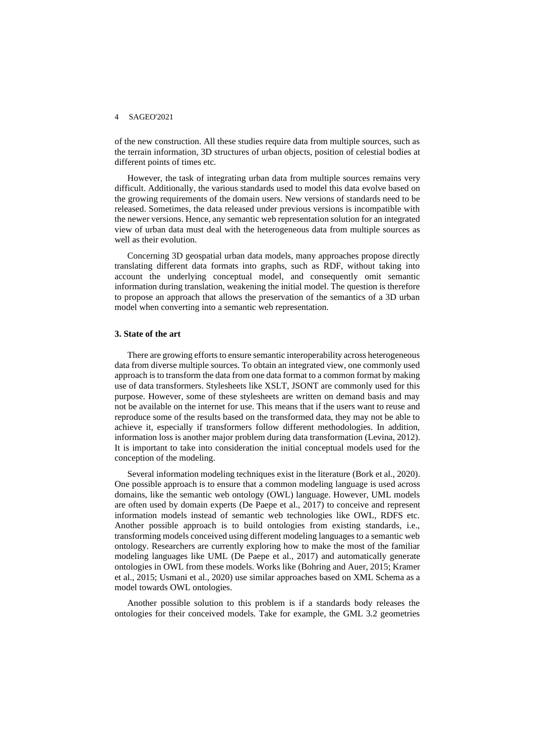of the new construction. All these studies require data from multiple sources, such as the terrain information, 3D structures of urban objects, position of celestial bodies at different points of times etc.

However, the task of integrating urban data from multiple sources remains very difficult. Additionally, the various standards used to model this data evolve based on the growing requirements of the domain users. New versions of standards need to be released. Sometimes, the data released under previous versions is incompatible with the newer versions. Hence, any semantic web representation solution for an integrated view of urban data must deal with the heterogeneous data from multiple sources as well as their evolution.

Concerning 3D geospatial urban data models, many approaches propose directly translating different data formats into graphs, such as RDF, without taking into account the underlying conceptual model, and consequently omit semantic information during translation, weakening the initial model. The question is therefore to propose an approach that allows the preservation of the semantics of a 3D urban model when converting into a semantic web representation.

### 3. State of the art

There are growing efforts to ensure semantic interoperability across heterogeneous data from diverse multiple sources. To obtain an integrated view, one commonly used approach is to transform the data from one data format to a common format by making use of data transformers. Stylesheets like XSLT, JSONT are commonly used for this purpose. However, some of these stylesheets are written on demand basis and may not be available on the internet for use. This means that if the users want to reuse and reproduce some of the results based on the transformed data, they may not be able to achieve it, especially if transformers follow different methodologies. In addition, information loss is another major problem during data transformation (Levina, 2012). It is important to take into consideration the initial conceptual models used for the conception of the modeling.

Several information modeling techniques exist in the literature (Bork et al., 2020). One possible approach is to ensure that a common modeling language is used across domains, like the semantic web ontology (OWL) language. However, UML models are often used by domain experts (De Paepe et al., 2017) to conceive and represent information models instead of semantic web technologies like OWL, RDFS etc. Another possible approach is to build ontologies from existing standards, i.e., transforming models conceived using different modeling languages to a semantic web ontology. Researchers are currently exploring how to make the most of the familiar modeling languages like UML (De Paepe et al., 2017) and automatically generate ontologies in OWL from these models. Works like (Bohring and Auer, 2015; Kramer et al., 2015; Usmani et al., 2020) use similar approaches based on XML Schema as a model towards OWL ontologies.

Another possible solution to this problem is if a standards body releases the ontologies for their conceived models. Take for example, the GML 3.2 geometries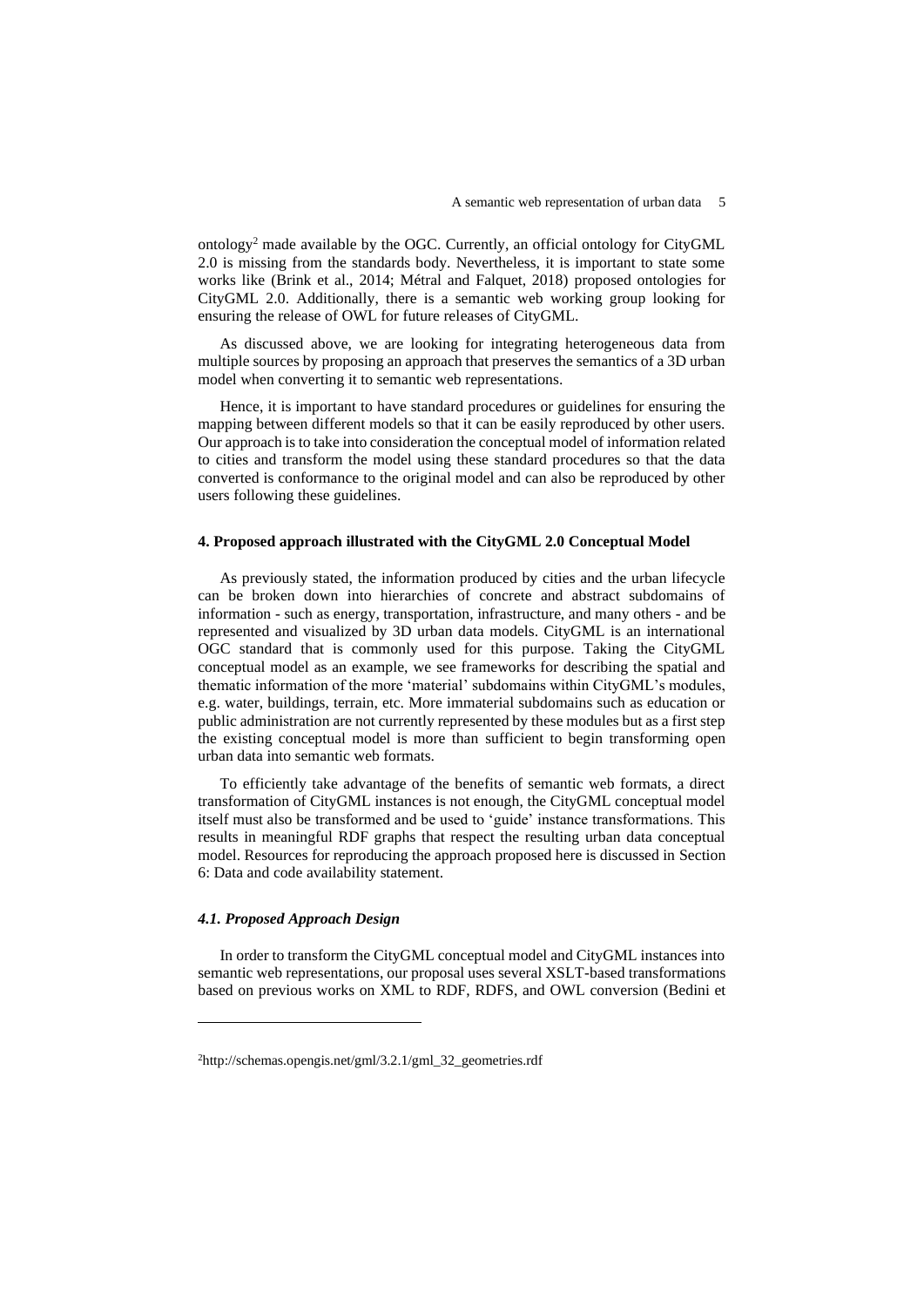ontology[2] made available by the OGC. Currently, an official ontology for CityGML 2.0 is missing from the standards body. Nevertheless, it is important to state some works like (Brink et al., 2014; Métral and Falquet, 2018) proposed ontologies for CityGML 2.0. Additionally, there is a semantic web working group looking for ensuring the release of OWL for future releases of CityGML.

As discussed above, we are looking for integrating heterogeneous data from multiple sources by proposing an approach that preserves the semantics of a 3D urban model when converting it to semantic web representations.

Hence, it is important to have standard procedures or guidelines for ensuring the mapping between different models so that it can be easily reproduced by other users. Our approach is to take into consideration the conceptual model of information related to cities and transform the model using these standard procedures so that the data converted is conformance to the original model and can also be reproduced by other users following these guidelines.

### 4. Proposed approach illustrated with the CityGML 2.0 Conceptual Model

As previously stated, the information produced by cities and the urban lifecycle can be broken down into hierarchies of concrete and abstract subdomains of information - such as energy, transportation, infrastructure, and many others - and be represented and visualized by 3D urban data models. CityGML is an international OGC standard that is commonly used for this purpose. Taking the CityGML conceptual model as an example, we see frameworks for describing the spatial and thematic information of the more 'material' subdomains within CityGML's modules, e.g. water, buildings, terrain, etc. More immaterial subdomains such as education or public administration are not currently represented by these modules but as a first step the existing conceptual model is more than sufficient to begin transforming open urban data into semantic web formats.

To efficiently take advantage of the benefits of semantic web formats, a direct transformation of CityGML instances is not enough, the CityGML conceptual model itself must also be transformed and be used to 'guide' instance transformations. This results in meaningful RDF graphs that respect the resulting urban data conceptual model. Resources for reproducing the approach proposed here is discussed in Section 6: Data and code availability statement.

#### *4.1. Proposed Approach Design*

In order to transform the CityGML conceptual model and CityGML instances into semantic web representations, our proposal uses several XSLT-based transformations based on previous works on XML to RDF, RDFS, and OWL conversion (Bedini et

[2] http://schemas.opengis.net/gml/3.2.1/gml_32_geometries.rdf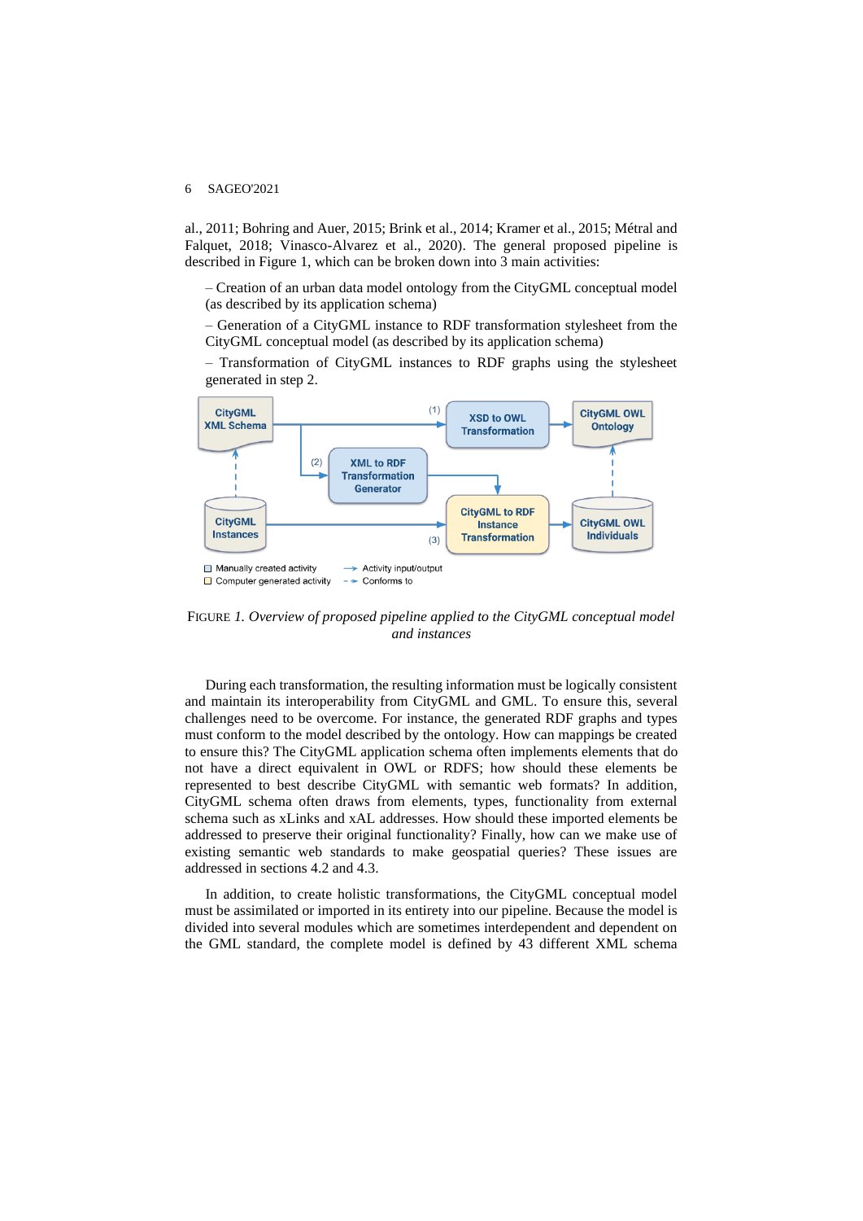al., 2011; Bohring and Auer, 2015; Brink et al., 2014; Kramer et al., 2015; Métral and Falquet, 2018; Vinasco-Alvarez et al., 2020). The general proposed pipeline is described in Figure 1, which can be broken down into 3 main activities:

– Creation of an urban data model ontology from the CityGML conceptual model (as described by its application schema)

– Generation of a CityGML instance to RDF transformation stylesheet from the CityGML conceptual model (as described by its application schema)

– Transformation of CityGML instances to RDF graphs using the stylesheet generated in step 2.

FIGURE *1. Overview of proposed pipeline applied to the CityGML conceptual model and instances*

During each transformation, the resulting information must be logically consistent and maintain its interoperability from CityGML and GML. To ensure this, several challenges need to be overcome. For instance, the generated RDF graphs and types must conform to the model described by the ontology. How can mappings be created to ensure this? The CityGML application schema often implements elements that do not have a direct equivalent in OWL or RDFS; how should these elements be represented to best describe CityGML with semantic web formats? In addition, CityGML schema often draws from elements, types, functionality from external schema such as xLinks and xAL addresses. How should these imported elements be addressed to preserve their original functionality? Finally, how can we make use of existing semantic web standards to make geospatial queries? These issues are addressed in sections 4.2 and 4.3.

In addition, to create holistic transformations, the CityGML conceptual model must be assimilated or imported in its entirety into our pipeline. Because the model is divided into several modules which are sometimes interdependent and dependent on the GML standard, the complete model is defined by 43 different XML schema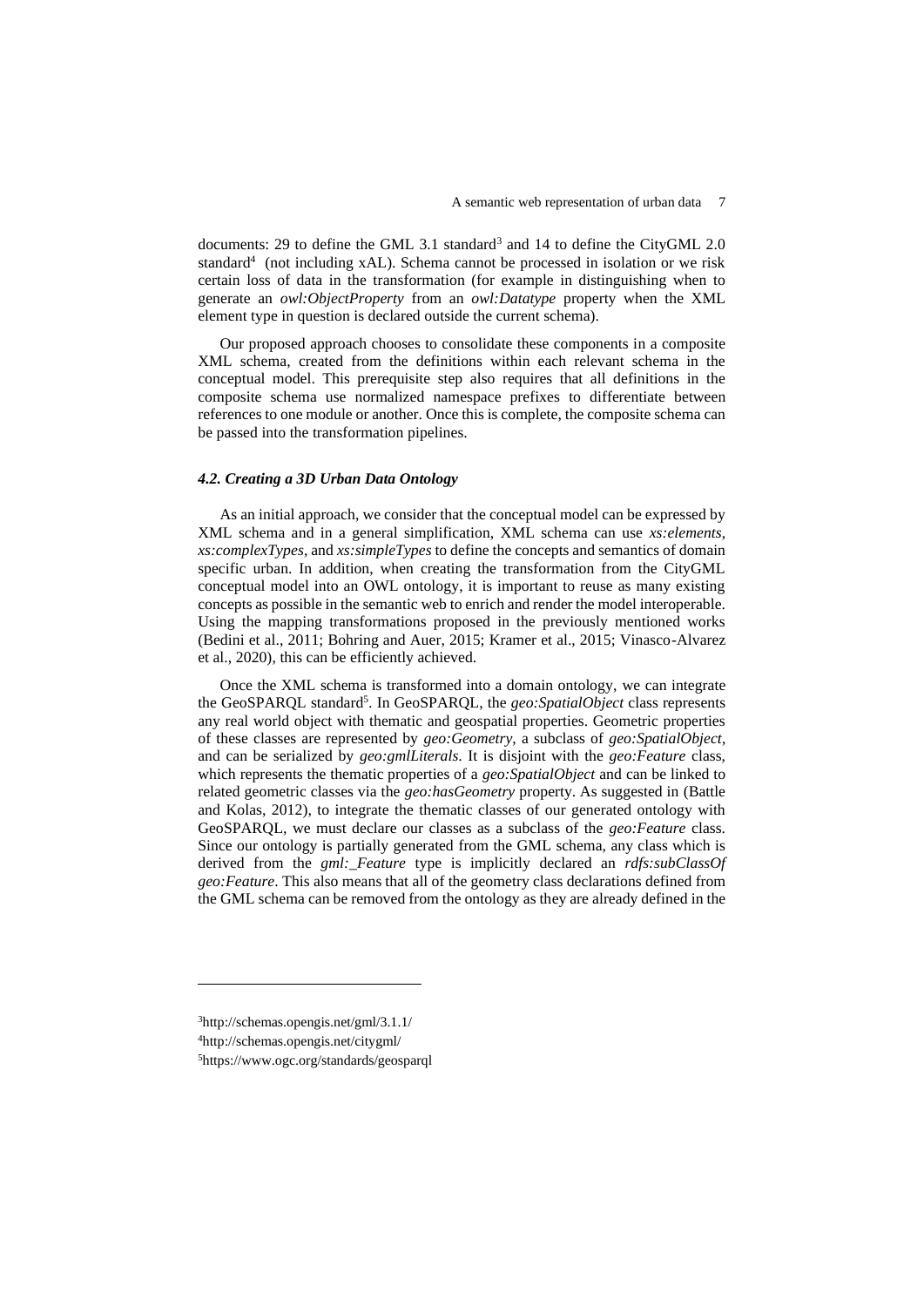documents: 29 to define the GML 3.1 standard[3] and 14 to define the CityGML 2.0 standard[4] (not including xAL). Schema cannot be processed in isolation or we risk certain loss of data in the transformation (for example in distinguishing when to generate an *owl:ObjectProperty* from an *owl:Datatype* property when the XML element type in question is declared outside the current schema).

Our proposed approach chooses to consolidate these components in a composite XML schema, created from the definitions within each relevant schema in the conceptual model. This prerequisite step also requires that all definitions in the composite schema use normalized namespace prefixes to differentiate between references to one module or another. Once this is complete, the composite schema can be passed into the transformation pipelines.

### *4.2. Creating a 3D Urban Data Ontology*

As an initial approach, we consider that the conceptual model can be expressed by XML schema and in a general simplification, XML schema can use *xs:elements*, *xs:complexTypes*, and *xs:simpleTypes* to define the concepts and semantics of domain specific urban. In addition, when creating the transformation from the CityGML conceptual model into an OWL ontology, it is important to reuse as many existing concepts as possible in the semantic web to enrich and render the model interoperable. Using the mapping transformations proposed in the previously mentioned works (Bedini et al., 2011; Bohring and Auer, 2015; Kramer et al., 2015; Vinasco-Alvarez et al., 2020), this can be efficiently achieved.

Once the XML schema is transformed into a domain ontology, we can integrate the GeoSPARQL standard[5]. In GeoSPARQL, the *geo:SpatialObject* class represents any real world object with thematic and geospatial properties. Geometric properties of these classes are represented by *geo:Geometry*, a subclass of *geo:SpatialObject*, and can be serialized by *geo:gmlLiterals*. It is disjoint with the *geo:Feature* class, which represents the thematic properties of a *geo:SpatialObject* and can be linked to related geometric classes via the *geo:hasGeometry* property. As suggested in (Battle and Kolas, 2012), to integrate the thematic classes of our generated ontology with GeoSPARQL, we must declare our classes as a subclass of the *geo:Feature* class. Since our ontology is partially generated from the GML schema, any class which is derived from the *gml:_Feature* type is implicitly declared an *rdfs:subClassOf geo:Feature*. This also means that all of the geometry class declarations defined from the GML schema can be removed from the ontology as they are already defined in the

[3] http://schemas.opengis.net/gml/3.1.1/

[4] http://schemas.opengis.net/citygml/

[5] https://www.ogc.org/standards/geosparql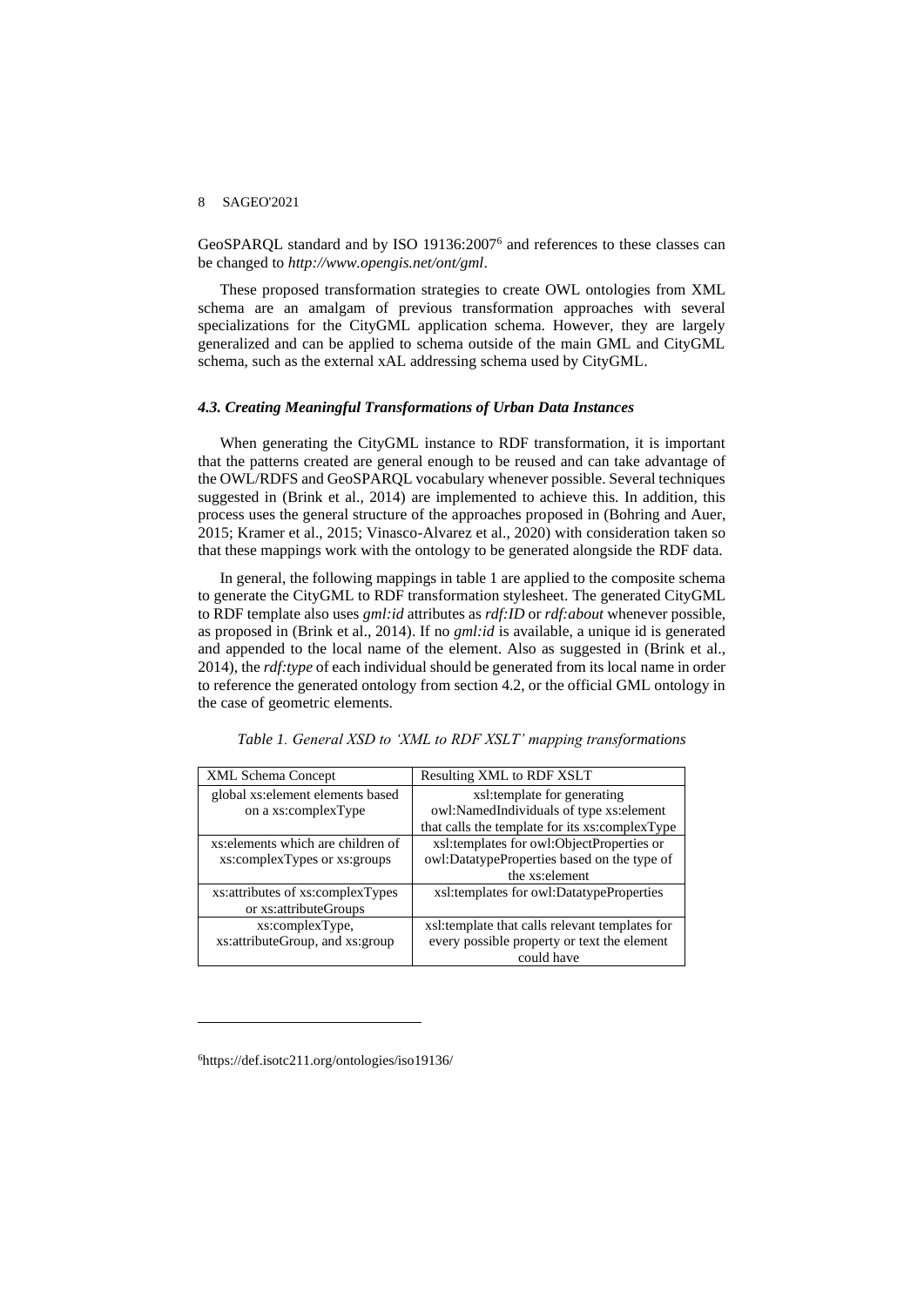GeoSPARQL standard and by ISO 19136:2007[6] and references to these classes can be changed to *http://www.opengis.net/ont/gml*.

These proposed transformation strategies to create OWL ontologies from XML schema are an amalgam of previous transformation approaches with several specializations for the CityGML application schema. However, they are largely generalized and can be applied to schema outside of the main GML and CityGML schema, such as the external xAL addressing schema used by CityGML.

### *4.3. Creating Meaningful Transformations of Urban Data Instances*

When generating the CityGML instance to RDF transformation, it is important that the patterns created are general enough to be reused and can take advantage of the OWL/RDFS and GeoSPARQL vocabulary whenever possible. Several techniques suggested in (Brink et al., 2014) are implemented to achieve this. In addition, this process uses the general structure of the approaches proposed in (Bohring and Auer, 2015; Kramer et al., 2015; Vinasco-Alvarez et al., 2020) with consideration taken so that these mappings work with the ontology to be generated alongside the RDF data.

In general, the following mappings in table 1 are applied to the composite schema to generate the CityGML to RDF transformation stylesheet. The generated CityGML to RDF template also uses *gml:id* attributes as *rdf:ID* or *rdf:about* whenever possible, as proposed in (Brink et al., 2014). If no *gml:id* is available, a unique id is generated and appended to the local name of the element. Also as suggested in (Brink et al., 2014), the *rdf:type* of each individual should be generated from its local name in order to reference the generated ontology from section 4.2, or the official GML ontology in the case of geometric elements.

*Table 1. General XSD to 'XML to RDF XSLT' mapping transformations*

| XML Schema Concept | Resulting XML to RDF XSLT |
|---|---|
| global xs:element elements based on a xs:complexType | xsl:template for generating owl:NamedIndividuals of type xs:element that calls the template for its xs:complexType |
| xs:elements which are children of xs:complexTypes or xs:groups | xsl:templates for owl:ObjectProperties or owl:DatatypeProperties based on the type of the xs:element |
| xs:attributes of xs:complexTypes or xs:attributeGroups | xsl:templates for owl:DatatypeProperties |
| xs:complexType, xs:attributeGroup, and xs:group | xsl:template that calls relevant templates for every possible property or text the element could have |

[6]https://def.isotc211.org/ontologies/iso19136/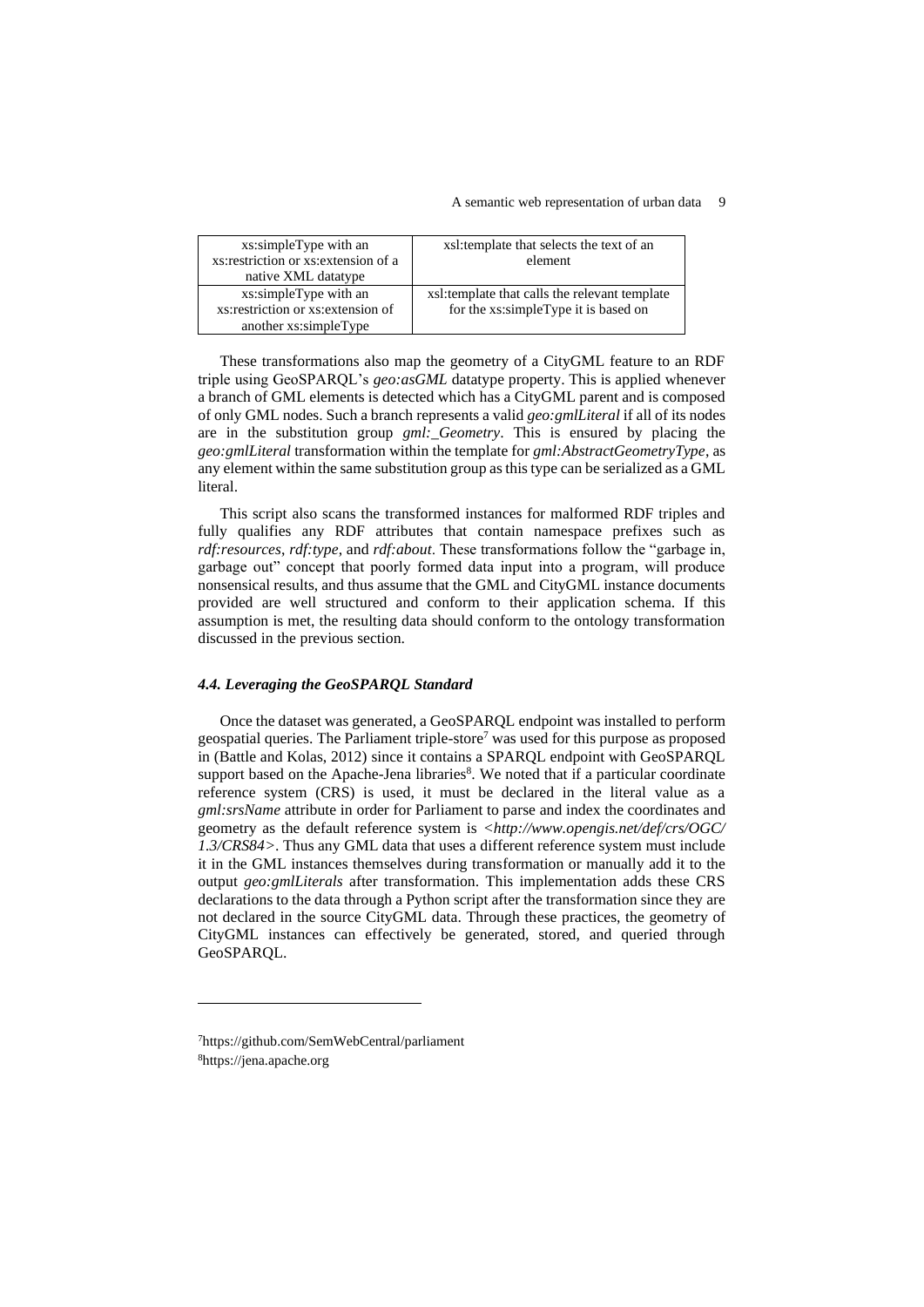| xs:simpleType with an xs:restriction or xs:extension of a native XML datatype | xsl:template that selects the text of an element |
|---|---|
| xs:simpleType with an xs:restriction or xs:extension of another xs:simpleType | xsl:template that calls the relevant template for the xs:simpleType it is based on |

These transformations also map the geometry of a CityGML feature to an RDF triple using GeoSPARQL's *geo:asGML* datatype property. This is applied whenever a branch of GML elements is detected which has a CityGML parent and is composed of only GML nodes. Such a branch represents a valid *geo:gmlLiteral* if all of its nodes are in the substitution group *gml:_Geometry*. This is ensured by placing the *geo:gmlLiteral* transformation within the template for *gml:AbstractGeometryType*, as any element within the same substitution group as this type can be serialized as a GML literal.

This script also scans the transformed instances for malformed RDF triples and fully qualifies any RDF attributes that contain namespace prefixes such as *rdf:resources*, *rdf:type*, and *rdf:about*. These transformations follow the "garbage in, garbage out" concept that poorly formed data input into a program, will produce nonsensical results, and thus assume that the GML and CityGML instance documents provided are well structured and conform to their application schema. If this assumption is met, the resulting data should conform to the ontology transformation discussed in the previous section.

### *4.4. Leveraging the GeoSPARQL Standard*

Once the dataset was generated, a GeoSPARQL endpoint was installed to perform geospatial queries. The Parliament triple-store[7] was used for this purpose as proposed in (Battle and Kolas, 2012) since it contains a SPARQL endpoint with GeoSPARQL support based on the Apache-Jena libraries[8]. We noted that if a particular coordinate reference system (CRS) is used, it must be declared in the literal value as a *gml:srsName* attribute in order for Parliament to parse and index the coordinates and geometry as the default reference system is *<http://www.opengis.net/def/crs/OGC/1.3/CRS84>*. Thus any GML data that uses a different reference system must include it in the GML instances themselves during transformation or manually add it to the output *geo:gmlLiterals* after transformation. This implementation adds these CRS declarations to the data through a Python script after the transformation since they are not declared in the source CityGML data. Through these practices, the geometry of CityGML instances can effectively be generated, stored, and queried through GeoSPARQL.

---

[7]https://github.com/SemWebCentral/parliament

[8]https://jena.apache.org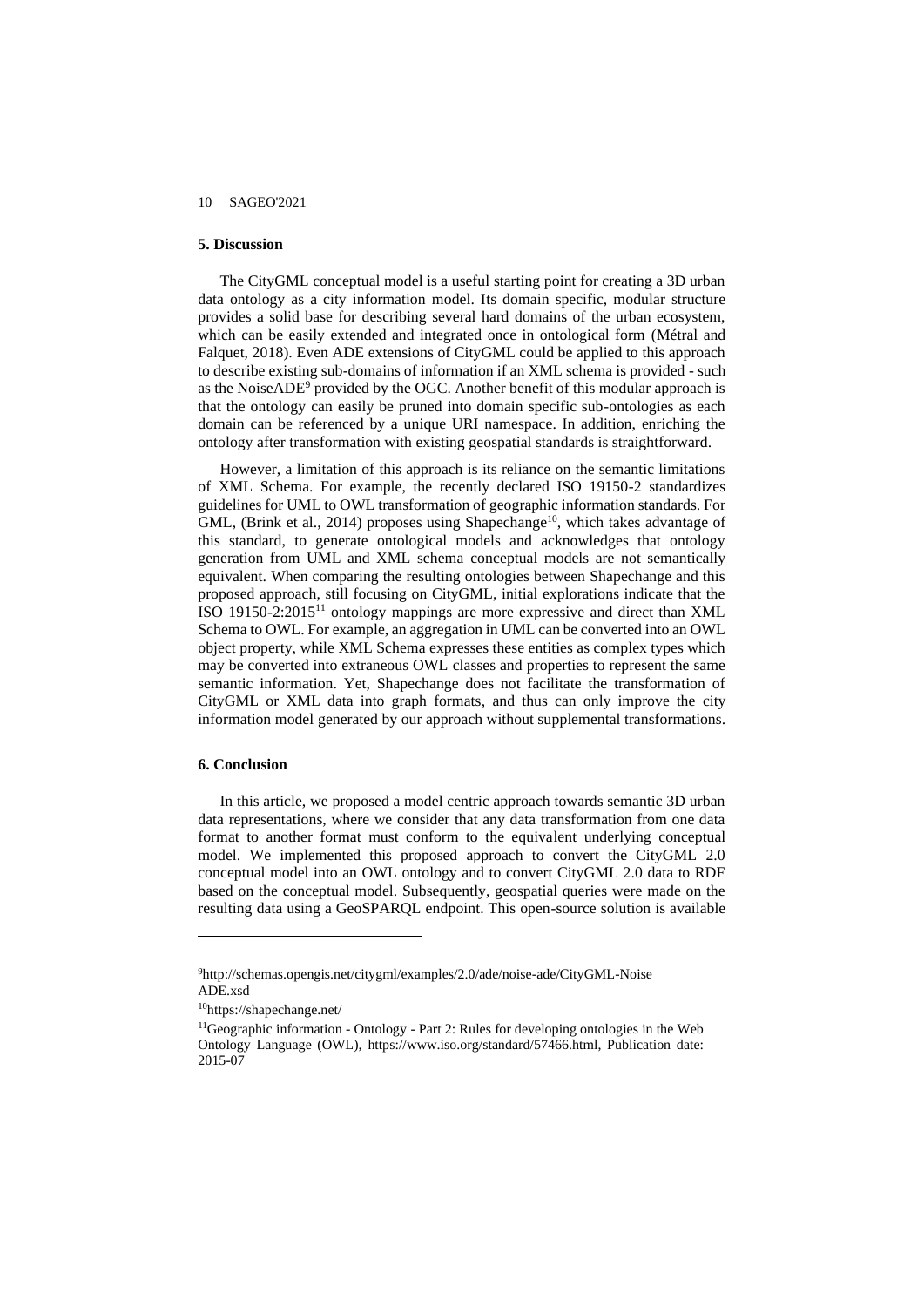## 5. Discussion

The CityGML conceptual model is a useful starting point for creating a 3D urban data ontology as a city information model. Its domain specific, modular structure provides a solid base for describing several hard domains of the urban ecosystem, which can be easily extended and integrated once in ontological form (Métral and Falquet, 2018). Even ADE extensions of CityGML could be applied to this approach to describe existing sub-domains of information if an XML schema is provided - such as the NoiseADE[9] provided by the OGC. Another benefit of this modular approach is that the ontology can easily be pruned into domain specific sub-ontologies as each domain can be referenced by a unique URI namespace. In addition, enriching the ontology after transformation with existing geospatial standards is straightforward.

However, a limitation of this approach is its reliance on the semantic limitations of XML Schema. For example, the recently declared ISO 19150-2 standardizes guidelines for UML to OWL transformation of geographic information standards. For GML, (Brink et al., 2014) proposes using Shapechange[10], which takes advantage of this standard, to generate ontological models and acknowledges that ontology generation from UML and XML schema conceptual models are not semantically equivalent. When comparing the resulting ontologies between Shapechange and this proposed approach, still focusing on CityGML, initial explorations indicate that the ISO 19150-2:2015[11] ontology mappings are more expressive and direct than XML Schema to OWL. For example, an aggregation in UML can be converted into an OWL object property, while XML Schema expresses these entities as complex types which may be converted into extraneous OWL classes and properties to represent the same semantic information. Yet, Shapechange does not facilitate the transformation of CityGML or XML data into graph formats, and thus can only improve the city information model generated by our approach without supplemental transformations.

## 6. Conclusion

In this article, we proposed a model centric approach towards semantic 3D urban data representations, where we consider that any data transformation from one data format to another format must conform to the equivalent underlying conceptual model. We implemented this proposed approach to convert the CityGML 2.0 conceptual model into an OWL ontology and to convert CityGML 2.0 data to RDF based on the conceptual model. Subsequently, geospatial queries were made on the resulting data using a GeoSPARQL endpoint. This open-source solution is available

---

[9] http://schemas.opengis.net/citygml/examples/2.0/ade/noise-ade/CityGML-NoiseADE.xsd

[10] https://shapechange.net/

[11] Geographic information - Ontology - Part 2: Rules for developing ontologies in the Web Ontology Language (OWL), https://www.iso.org/standard/57466.html, Publication date: 2015-07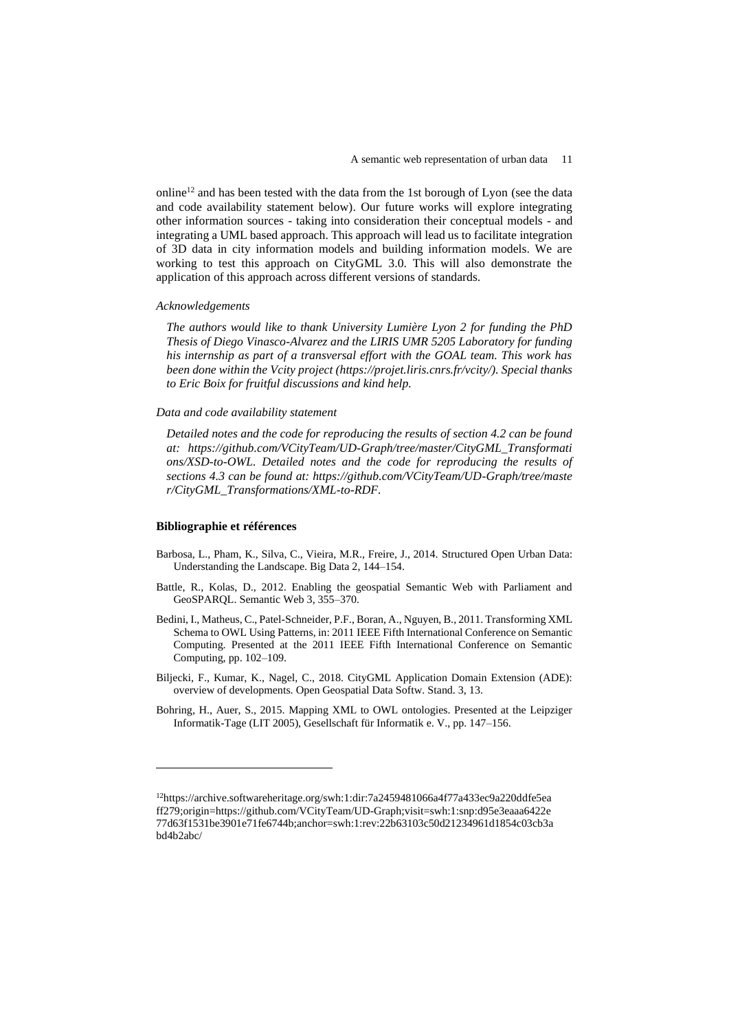online[12] and has been tested with the data from the 1st borough of Lyon (see the data and code availability statement below). Our future works will explore integrating other information sources - taking into consideration their conceptual models - and integrating a UML based approach. This approach will lead us to facilitate integration of 3D data in city information models and building information models. We are working to test this approach on CityGML 3.0. This will also demonstrate the application of this approach across different versions of standards.

*Acknowledgements*

*The authors would like to thank University Lumière Lyon 2 for funding the PhD Thesis of Diego Vinasco-Alvarez and the LIRIS UMR 5205 Laboratory for funding his internship as part of a transversal effort with the GOAL team. This work has been done within the Vcity project (https://projet.liris.cnrs.fr/vcity/). Special thanks to Eric Boix for fruitful discussions and kind help.*

*Data and code availability statement*

*Detailed notes and the code for reproducing the results of section 4.2 can be found at: https://github.com/VCityTeam/UD-Graph/tree/master/CityGML_Transformations/XSD-to-OWL. Detailed notes and the code for reproducing the results of sections 4.3 can be found at: https://github.com/VCityTeam/UD-Graph/tree/master/CityGML_Transformations/XML-to-RDF.*

### Bibliographie et références

Barbosa, L., Pham, K., Silva, C., Vieira, M.R., Freire, J., 2014. Structured Open Urban Data: Understanding the Landscape. Big Data 2, 144–154.

Battle, R., Kolas, D., 2012. Enabling the geospatial Semantic Web with Parliament and GeoSPARQL. Semantic Web 3, 355–370.

Bedini, I., Matheus, C., Patel-Schneider, P.F., Boran, A., Nguyen, B., 2011. Transforming XML Schema to OWL Using Patterns, in: 2011 IEEE Fifth International Conference on Semantic Computing. Presented at the 2011 IEEE Fifth International Conference on Semantic Computing, pp. 102–109.

Biljecki, F., Kumar, K., Nagel, C., 2018. CityGML Application Domain Extension (ADE): overview of developments. Open Geospatial Data Softw. Stand. 3, 13.

Bohring, H., Auer, S., 2015. Mapping XML to OWL ontologies. Presented at the Leipziger Informatik-Tage (LIT 2005), Gesellschaft für Informatik e. V., pp. 147–156.

---

[12] https://archive.softwareheritage.org/swh:1:dir:7a2459481066a4f77a433ec9a220ddfe5eaff279;origin=https://github.com/VCityTeam/UD-Graph;visit=swh:1:snp:d95e3eaaa6422e77d63f1531be3901e71fe6744b;anchor=swh:1:rev:22b63103c50d21234961d1854c03cb3abd4b2abc/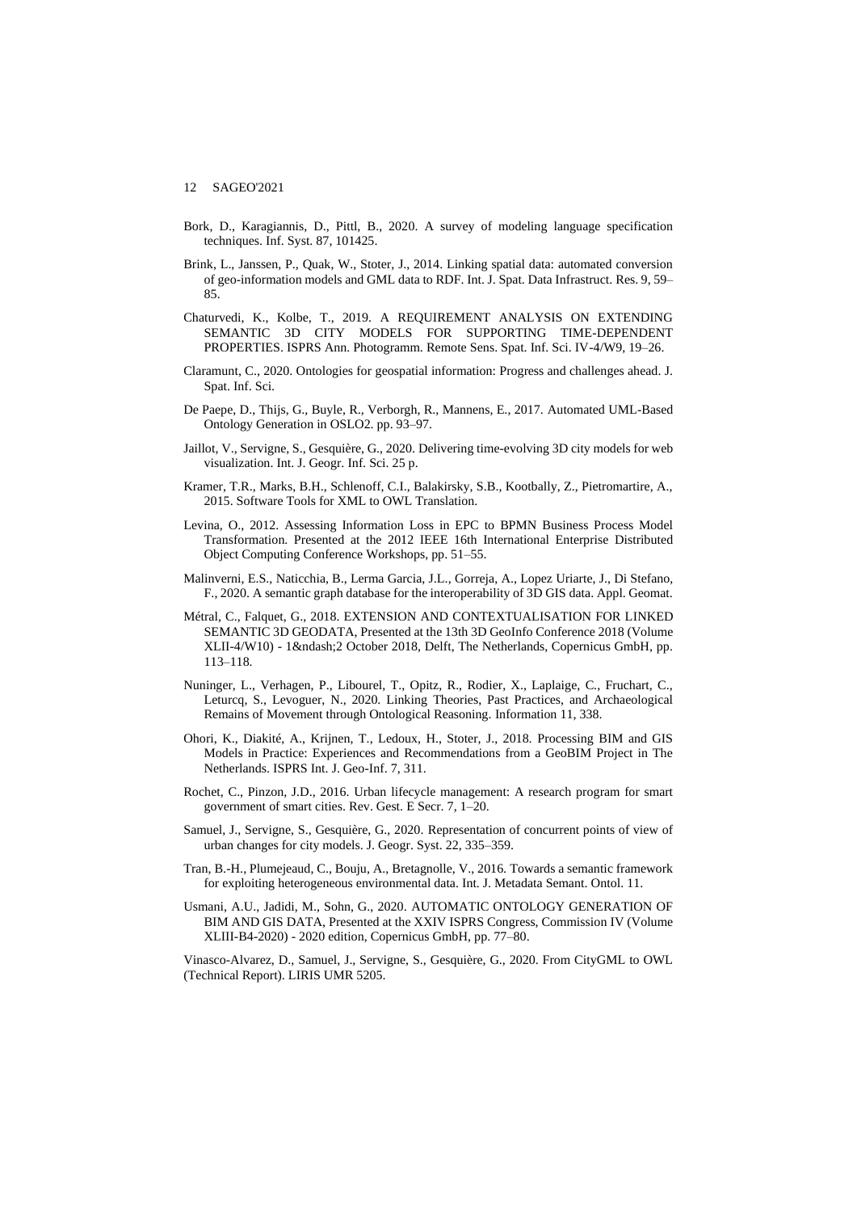Bork, D., Karagiannis, D., Pittl, B., 2020. A survey of modeling language specification techniques. Inf. Syst. 87, 101425.

Brink, L., Janssen, P., Quak, W., Stoter, J., 2014. Linking spatial data: automated conversion of geo-information models and GML data to RDF. Int. J. Spat. Data Infrastruct. Res. 9, 59–85.

Chaturvedi, K., Kolbe, T., 2019. A REQUIREMENT ANALYSIS ON EXTENDING SEMANTIC 3D CITY MODELS FOR SUPPORTING TIME-DEPENDENT PROPERTIES. ISPRS Ann. Photogramm. Remote Sens. Spat. Inf. Sci. IV-4/W9, 19–26.

Claramunt, C., 2020. Ontologies for geospatial information: Progress and challenges ahead. J. Spat. Inf. Sci.

De Paepe, D., Thijs, G., Buyle, R., Verborgh, R., Mannens, E., 2017. Automated UML-Based Ontology Generation in OSLO2. pp. 93–97.

Jaillot, V., Servigne, S., Gesquière, G., 2020. Delivering time-evolving 3D city models for web visualization. Int. J. Geogr. Inf. Sci. 25 p.

Kramer, T.R., Marks, B.H., Schlenoff, C.I., Balakirsky, S.B., Kootbally, Z., Pietromartire, A., 2015. Software Tools for XML to OWL Translation.

Levina, O., 2012. Assessing Information Loss in EPC to BPMN Business Process Model Transformation. Presented at the 2012 IEEE 16th International Enterprise Distributed Object Computing Conference Workshops, pp. 51–55.

Malinverni, E.S., Naticchia, B., Lerma Garcia, J.L., Gorreja, A., Lopez Uriarte, J., Di Stefano, F., 2020. A semantic graph database for the interoperability of 3D GIS data. Appl. Geomat.

Métral, C., Falquet, G., 2018. EXTENSION AND CONTEXTUALISATION FOR LINKED SEMANTIC 3D GEODATA, Presented at the 13th 3D GeoInfo Conference 2018 (Volume XLII-4/W10) - 1&ndash;2 October 2018, Delft, The Netherlands, Copernicus GmbH, pp. 113–118.

Nuninger, L., Verhagen, P., Libourel, T., Opitz, R., Rodier, X., Laplaige, C., Fruchart, C., Leturcq, S., Levoguer, N., 2020. Linking Theories, Past Practices, and Archaeological Remains of Movement through Ontological Reasoning. Information 11, 338.

Ohori, K., Diakité, A., Krijnen, T., Ledoux, H., Stoter, J., 2018. Processing BIM and GIS Models in Practice: Experiences and Recommendations from a GeoBIM Project in The Netherlands. ISPRS Int. J. Geo-Inf. 7, 311.

Rochet, C., Pinzon, J.D., 2016. Urban lifecycle management: A research program for smart government of smart cities. Rev. Gest. E Secr. 7, 1–20.

Samuel, J., Servigne, S., Gesquière, G., 2020. Representation of concurrent points of view of urban changes for city models. J. Geogr. Syst. 22, 335–359.

Tran, B.-H., Plumejeaud, C., Bouju, A., Bretagnolle, V., 2016. Towards a semantic framework for exploiting heterogeneous environmental data. Int. J. Metadata Semant. Ontol. 11.

Usmani, A.U., Jadidi, M., Sohn, G., 2020. AUTOMATIC ONTOLOGY GENERATION OF BIM AND GIS DATA, Presented at the XXIV ISPRS Congress, Commission IV (Volume XLIII-B4-2020) - 2020 edition, Copernicus GmbH, pp. 77–80.

Vinasco-Alvarez, D., Samuel, J., Servigne, S., Gesquière, G., 2020. From CityGML to OWL (Technical Report). LIRIS UMR 5205.